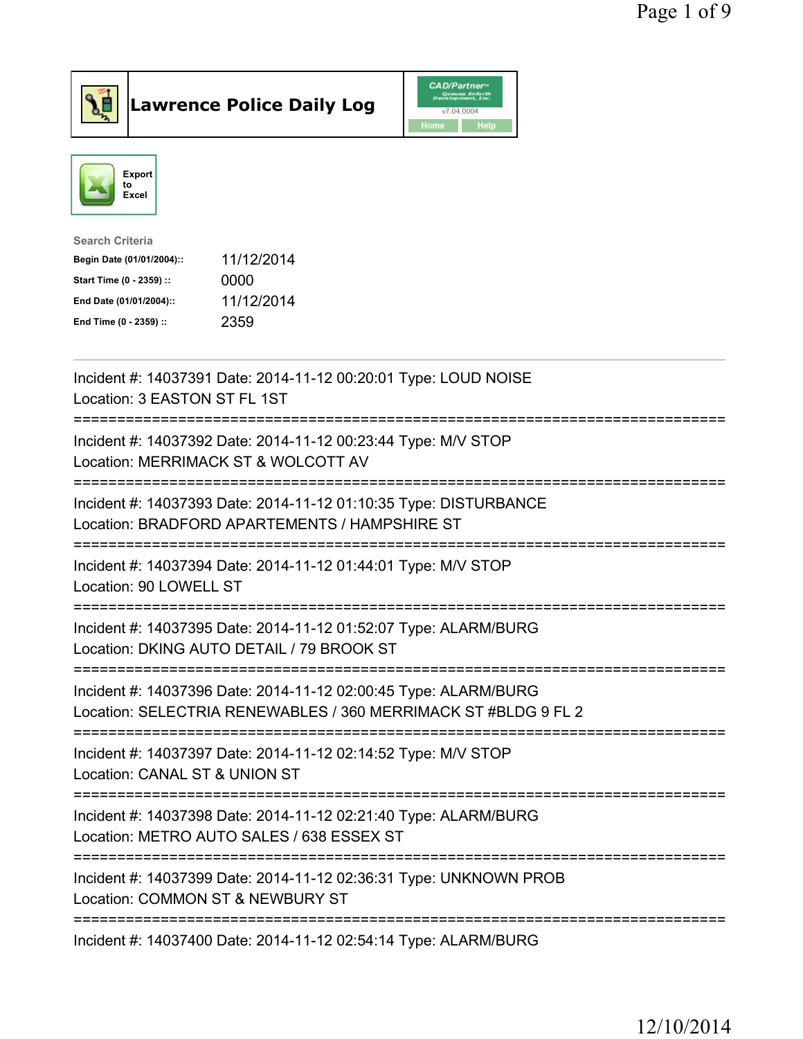# Lawrence Police Daily Log

Export to Excel

**Search Criteria**

| | |
|---|---|
| **Begin Date (01/01/2004)::** | 11/12/2014 |
| **Start Time (0 - 2359) ::** | 0000 |
| **End Date (01/01/2004)::** | 11/12/2014 |
| **End Time (0 - 2359) ::** | 2359 |

---

Incident #: 14037391 Date: 2014-11-12 00:20:01 Type: LOUD NOISE
Location: 3 EASTON ST FL 1ST

===========================================================================

Incident #: 14037392 Date: 2014-11-12 00:23:44 Type: M/V STOP
Location: MERRIMACK ST & WOLCOTT AV

===========================================================================

Incident #: 14037393 Date: 2014-11-12 01:10:35 Type: DISTURBANCE
Location: BRADFORD APARTEMENTS / HAMPSHIRE ST

===========================================================================

Incident #: 14037394 Date: 2014-11-12 01:44:01 Type: M/V STOP
Location: 90 LOWELL ST

===========================================================================

Incident #: 14037395 Date: 2014-11-12 01:52:07 Type: ALARM/BURG
Location: DKING AUTO DETAIL / 79 BROOK ST

===========================================================================

Incident #: 14037396 Date: 2014-11-12 02:00:45 Type: ALARM/BURG
Location: SELECTRIA RENEWABLES / 360 MERRIMACK ST #BLDG 9 FL 2

===========================================================================

Incident #: 14037397 Date: 2014-11-12 02:14:52 Type: M/V STOP
Location: CANAL ST & UNION ST

===========================================================================

Incident #: 14037398 Date: 2014-11-12 02:21:40 Type: ALARM/BURG
Location: METRO AUTO SALES / 638 ESSEX ST

===========================================================================

Incident #: 14037399 Date: 2014-11-12 02:36:31 Type: UNKNOWN PROB
Location: COMMON ST & NEWBURY ST

===========================================================================

Incident #: 14037400 Date: 2014-11-12 02:54:14 Type: ALARM/BURG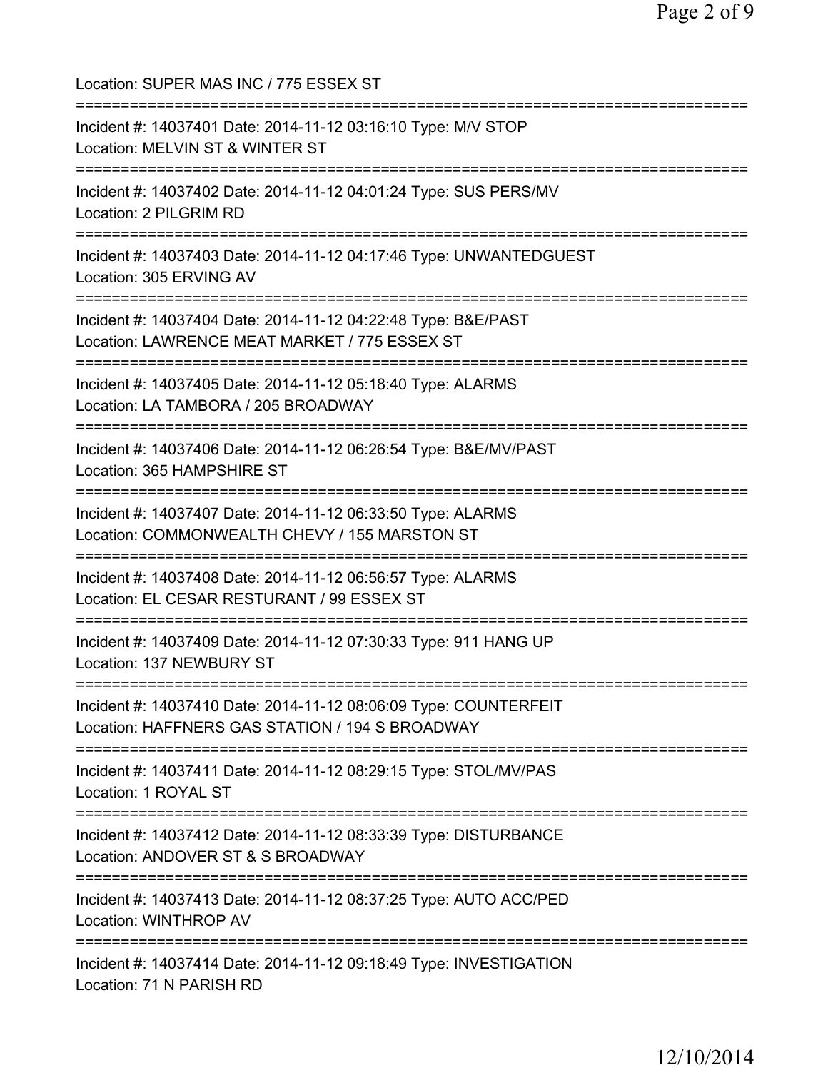Location: SUPER MAS INC / 775 ESSEX ST

===========================================================================

Incident #: 14037401 Date: 2014-11-12 03:16:10 Type: M/V STOP
Location: MELVIN ST & WINTER ST

===========================================================================

Incident #: 14037402 Date: 2014-11-12 04:01:24 Type: SUS PERS/MV
Location: 2 PILGRIM RD

===========================================================================

Incident #: 14037403 Date: 2014-11-12 04:17:46 Type: UNWANTEDGUEST
Location: 305 ERVING AV

===========================================================================

Incident #: 14037404 Date: 2014-11-12 04:22:48 Type: B&E/PAST
Location: LAWRENCE MEAT MARKET / 775 ESSEX ST

===========================================================================

Incident #: 14037405 Date: 2014-11-12 05:18:40 Type: ALARMS
Location: LA TAMBORA / 205 BROADWAY

===========================================================================

Incident #: 14037406 Date: 2014-11-12 06:26:54 Type: B&E/MV/PAST
Location: 365 HAMPSHIRE ST

===========================================================================

Incident #: 14037407 Date: 2014-11-12 06:33:50 Type: ALARMS
Location: COMMONWEALTH CHEVY / 155 MARSTON ST

===========================================================================

Incident #: 14037408 Date: 2014-11-12 06:56:57 Type: ALARMS
Location: EL CESAR RESTURANT / 99 ESSEX ST

===========================================================================

Incident #: 14037409 Date: 2014-11-12 07:30:33 Type: 911 HANG UP
Location: 137 NEWBURY ST

===========================================================================

Incident #: 14037410 Date: 2014-11-12 08:06:09 Type: COUNTERFEIT
Location: HAFFNERS GAS STATION / 194 S BROADWAY

===========================================================================

Incident #: 14037411 Date: 2014-11-12 08:29:15 Type: STOL/MV/PAS
Location: 1 ROYAL ST

===========================================================================

Incident #: 14037412 Date: 2014-11-12 08:33:39 Type: DISTURBANCE
Location: ANDOVER ST & S BROADWAY

===========================================================================

Incident #: 14037413 Date: 2014-11-12 08:37:25 Type: AUTO ACC/PED
Location: WINTHROP AV

===========================================================================

Incident #: 14037414 Date: 2014-11-12 09:18:49 Type: INVESTIGATION
Location: 71 N PARISH RD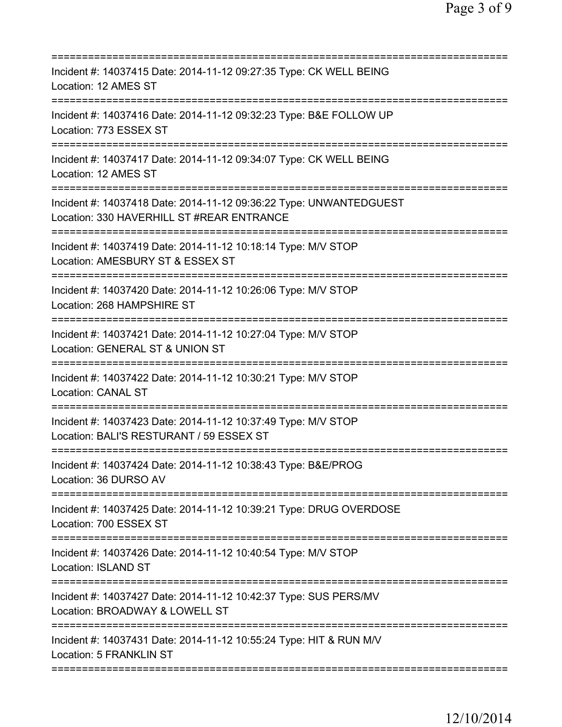===========================================================================

Incident #: 14037415 Date: 2014-11-12 09:27:35 Type: CK WELL BEING
Location: 12 AMES ST

===========================================================================

Incident #: 14037416 Date: 2014-11-12 09:32:23 Type: B&E FOLLOW UP
Location: 773 ESSEX ST

===========================================================================

Incident #: 14037417 Date: 2014-11-12 09:34:07 Type: CK WELL BEING
Location: 12 AMES ST

===========================================================================

Incident #: 14037418 Date: 2014-11-12 09:36:22 Type: UNWANTEDGUEST
Location: 330 HAVERHILL ST #REAR ENTRANCE

===========================================================================

Incident #: 14037419 Date: 2014-11-12 10:18:14 Type: M/V STOP
Location: AMESBURY ST & ESSEX ST

===========================================================================

Incident #: 14037420 Date: 2014-11-12 10:26:06 Type: M/V STOP
Location: 268 HAMPSHIRE ST

===========================================================================

Incident #: 14037421 Date: 2014-11-12 10:27:04 Type: M/V STOP
Location: GENERAL ST & UNION ST

===========================================================================

Incident #: 14037422 Date: 2014-11-12 10:30:21 Type: M/V STOP
Location: CANAL ST

===========================================================================

Incident #: 14037423 Date: 2014-11-12 10:37:49 Type: M/V STOP
Location: BALI'S RESTURANT / 59 ESSEX ST

===========================================================================

Incident #: 14037424 Date: 2014-11-12 10:38:43 Type: B&E/PROG
Location: 36 DURSO AV

===========================================================================

Incident #: 14037425 Date: 2014-11-12 10:39:21 Type: DRUG OVERDOSE
Location: 700 ESSEX ST

===========================================================================

Incident #: 14037426 Date: 2014-11-12 10:40:54 Type: M/V STOP
Location: ISLAND ST

===========================================================================

Incident #: 14037427 Date: 2014-11-12 10:42:37 Type: SUS PERS/MV
Location: BROADWAY & LOWELL ST

===========================================================================

Incident #: 14037431 Date: 2014-11-12 10:55:24 Type: HIT & RUN M/V
Location: 5 FRANKLIN ST

===========================================================================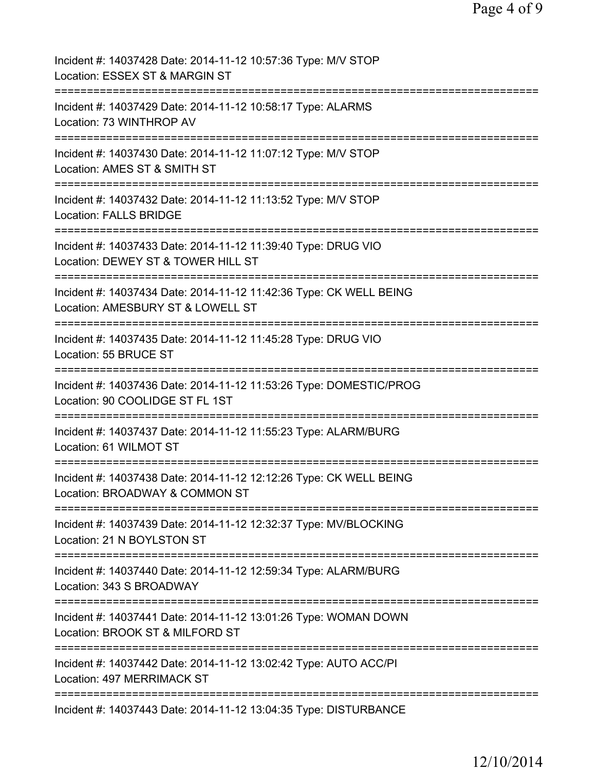Incident #: 14037428 Date: 2014-11-12 10:57:36 Type: M/V STOP
Location: ESSEX ST & MARGIN ST

===========================================================================

Incident #: 14037429 Date: 2014-11-12 10:58:17 Type: ALARMS
Location: 73 WINTHROP AV

===========================================================================

Incident #: 14037430 Date: 2014-11-12 11:07:12 Type: M/V STOP
Location: AMES ST & SMITH ST

===========================================================================

Incident #: 14037432 Date: 2014-11-12 11:13:52 Type: M/V STOP
Location: FALLS BRIDGE

===========================================================================

Incident #: 14037433 Date: 2014-11-12 11:39:40 Type: DRUG VIO
Location: DEWEY ST & TOWER HILL ST

===========================================================================

Incident #: 14037434 Date: 2014-11-12 11:42:36 Type: CK WELL BEING
Location: AMESBURY ST & LOWELL ST

===========================================================================

Incident #: 14037435 Date: 2014-11-12 11:45:28 Type: DRUG VIO
Location: 55 BRUCE ST

===========================================================================

Incident #: 14037436 Date: 2014-11-12 11:53:26 Type: DOMESTIC/PROG
Location: 90 COOLIDGE ST FL 1ST

===========================================================================

Incident #: 14037437 Date: 2014-11-12 11:55:23 Type: ALARM/BURG
Location: 61 WILMOT ST

===========================================================================

Incident #: 14037438 Date: 2014-11-12 12:12:26 Type: CK WELL BEING
Location: BROADWAY & COMMON ST

===========================================================================

Incident #: 14037439 Date: 2014-11-12 12:32:37 Type: MV/BLOCKING
Location: 21 N BOYLSTON ST

===========================================================================

Incident #: 14037440 Date: 2014-11-12 12:59:34 Type: ALARM/BURG
Location: 343 S BROADWAY

===========================================================================

Incident #: 14037441 Date: 2014-11-12 13:01:26 Type: WOMAN DOWN
Location: BROOK ST & MILFORD ST

===========================================================================

Incident #: 14037442 Date: 2014-11-12 13:02:42 Type: AUTO ACC/PI
Location: 497 MERRIMACK ST

===========================================================================

Incident #: 14037443 Date: 2014-11-12 13:04:35 Type: DISTURBANCE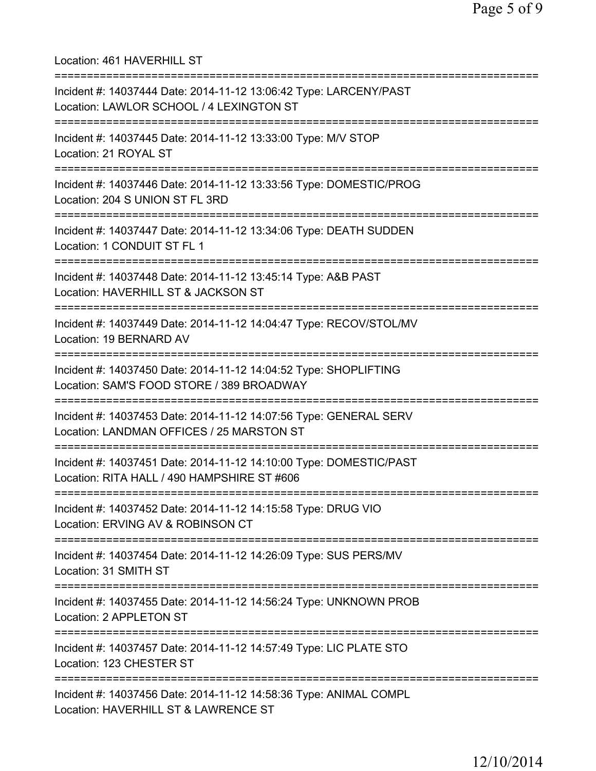Location: 461 HAVERHILL ST

===========================================================================

Incident #: 14037444 Date: 2014-11-12 13:06:42 Type: LARCENY/PAST
Location: LAWLOR SCHOOL / 4 LEXINGTON ST

===========================================================================

Incident #: 14037445 Date: 2014-11-12 13:33:00 Type: M/V STOP
Location: 21 ROYAL ST

===========================================================================

Incident #: 14037446 Date: 2014-11-12 13:33:56 Type: DOMESTIC/PROG
Location: 204 S UNION ST FL 3RD

===========================================================================

Incident #: 14037447 Date: 2014-11-12 13:34:06 Type: DEATH SUDDEN
Location: 1 CONDUIT ST FL 1

===========================================================================

Incident #: 14037448 Date: 2014-11-12 13:45:14 Type: A&B PAST
Location: HAVERHILL ST & JACKSON ST

===========================================================================

Incident #: 14037449 Date: 2014-11-12 14:04:47 Type: RECOV/STOL/MV
Location: 19 BERNARD AV

===========================================================================

Incident #: 14037450 Date: 2014-11-12 14:04:52 Type: SHOPLIFTING
Location: SAM'S FOOD STORE / 389 BROADWAY

===========================================================================

Incident #: 14037453 Date: 2014-11-12 14:07:56 Type: GENERAL SERV
Location: LANDMAN OFFICES / 25 MARSTON ST

===========================================================================

Incident #: 14037451 Date: 2014-11-12 14:10:00 Type: DOMESTIC/PAST
Location: RITA HALL / 490 HAMPSHIRE ST #606

===========================================================================

Incident #: 14037452 Date: 2014-11-12 14:15:58 Type: DRUG VIO
Location: ERVING AV & ROBINSON CT

===========================================================================

Incident #: 14037454 Date: 2014-11-12 14:26:09 Type: SUS PERS/MV
Location: 31 SMITH ST

===========================================================================

Incident #: 14037455 Date: 2014-11-12 14:56:24 Type: UNKNOWN PROB
Location: 2 APPLETON ST

===========================================================================

Incident #: 14037457 Date: 2014-11-12 14:57:49 Type: LIC PLATE STO
Location: 123 CHESTER ST

===========================================================================

Incident #: 14037456 Date: 2014-11-12 14:58:36 Type: ANIMAL COMPL
Location: HAVERHILL ST & LAWRENCE ST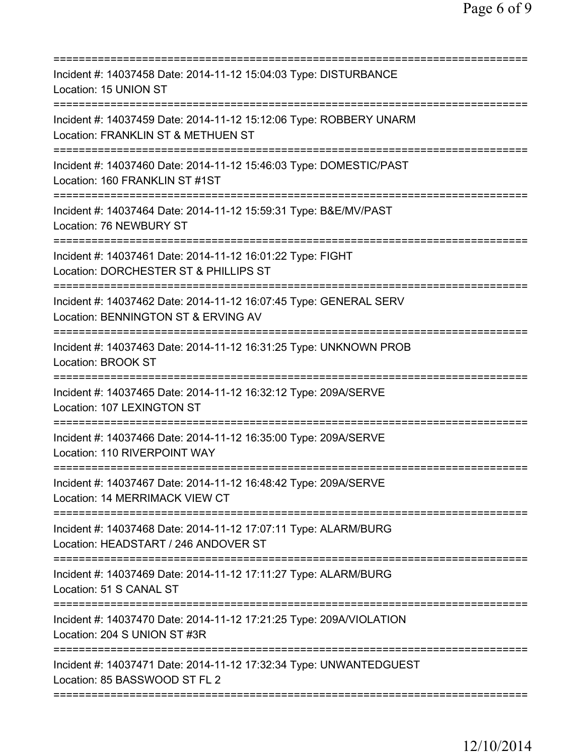===========================================================================
Incident #: 14037458 Date: 2014-11-12 15:04:03 Type: DISTURBANCE
Location: 15 UNION ST
===========================================================================
Incident #: 14037459 Date: 2014-11-12 15:12:06 Type: ROBBERY UNARM
Location: FRANKLIN ST & METHUEN ST
===========================================================================
Incident #: 14037460 Date: 2014-11-12 15:46:03 Type: DOMESTIC/PAST
Location: 160 FRANKLIN ST #1ST
===========================================================================
Incident #: 14037464 Date: 2014-11-12 15:59:31 Type: B&E/MV/PAST
Location: 76 NEWBURY ST
===========================================================================
Incident #: 14037461 Date: 2014-11-12 16:01:22 Type: FIGHT
Location: DORCHESTER ST & PHILLIPS ST
===========================================================================
Incident #: 14037462 Date: 2014-11-12 16:07:45 Type: GENERAL SERV
Location: BENNINGTON ST & ERVING AV
===========================================================================
Incident #: 14037463 Date: 2014-11-12 16:31:25 Type: UNKNOWN PROB
Location: BROOK ST
===========================================================================
Incident #: 14037465 Date: 2014-11-12 16:32:12 Type: 209A/SERVE
Location: 107 LEXINGTON ST
===========================================================================
Incident #: 14037466 Date: 2014-11-12 16:35:00 Type: 209A/SERVE
Location: 110 RIVERPOINT WAY
===========================================================================
Incident #: 14037467 Date: 2014-11-12 16:48:42 Type: 209A/SERVE
Location: 14 MERRIMACK VIEW CT
===========================================================================
Incident #: 14037468 Date: 2014-11-12 17:07:11 Type: ALARM/BURG
Location: HEADSTART / 246 ANDOVER ST
===========================================================================
Incident #: 14037469 Date: 2014-11-12 17:11:27 Type: ALARM/BURG
Location: 51 S CANAL ST
===========================================================================
Incident #: 14037470 Date: 2014-11-12 17:21:25 Type: 209A/VIOLATION
Location: 204 S UNION ST #3R
===========================================================================
Incident #: 14037471 Date: 2014-11-12 17:32:34 Type: UNWANTEDGUEST
Location: 85 BASSWOOD ST FL 2
===========================================================================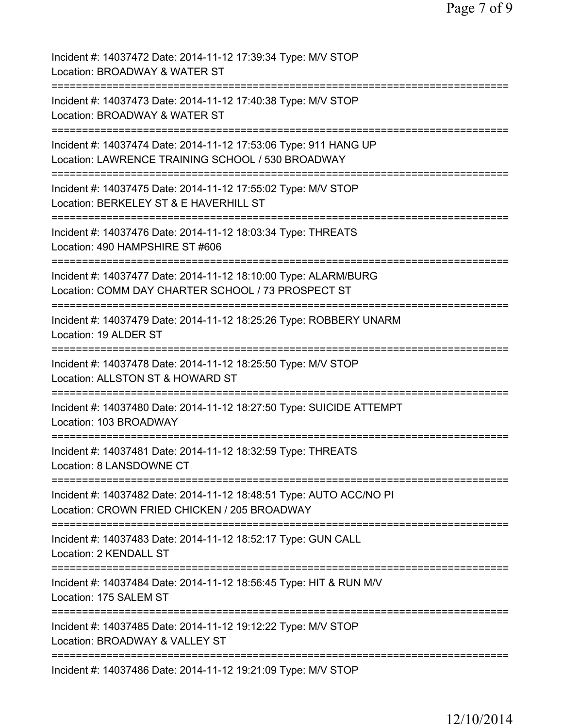Incident #: 14037472 Date: 2014-11-12 17:39:34 Type: M/V STOP
Location: BROADWAY & WATER ST
===========================================================================
Incident #: 14037473 Date: 2014-11-12 17:40:38 Type: M/V STOP
Location: BROADWAY & WATER ST
===========================================================================
Incident #: 14037474 Date: 2014-11-12 17:53:06 Type: 911 HANG UP
Location: LAWRENCE TRAINING SCHOOL / 530 BROADWAY
===========================================================================
Incident #: 14037475 Date: 2014-11-12 17:55:02 Type: M/V STOP
Location: BERKELEY ST & E HAVERHILL ST
===========================================================================
Incident #: 14037476 Date: 2014-11-12 18:03:34 Type: THREATS
Location: 490 HAMPSHIRE ST #606
===========================================================================
Incident #: 14037477 Date: 2014-11-12 18:10:00 Type: ALARM/BURG
Location: COMM DAY CHARTER SCHOOL / 73 PROSPECT ST
===========================================================================
Incident #: 14037479 Date: 2014-11-12 18:25:26 Type: ROBBERY UNARM
Location: 19 ALDER ST
===========================================================================
Incident #: 14037478 Date: 2014-11-12 18:25:50 Type: M/V STOP
Location: ALLSTON ST & HOWARD ST
===========================================================================
Incident #: 14037480 Date: 2014-11-12 18:27:50 Type: SUICIDE ATTEMPT
Location: 103 BROADWAY
===========================================================================
Incident #: 14037481 Date: 2014-11-12 18:32:59 Type: THREATS
Location: 8 LANSDOWNE CT
===========================================================================
Incident #: 14037482 Date: 2014-11-12 18:48:51 Type: AUTO ACC/NO PI
Location: CROWN FRIED CHICKEN / 205 BROADWAY
===========================================================================
Incident #: 14037483 Date: 2014-11-12 18:52:17 Type: GUN CALL
Location: 2 KENDALL ST
===========================================================================
Incident #: 14037484 Date: 2014-11-12 18:56:45 Type: HIT & RUN M/V
Location: 175 SALEM ST
===========================================================================
Incident #: 14037485 Date: 2014-11-12 19:12:22 Type: M/V STOP
Location: BROADWAY & VALLEY ST
===========================================================================
Incident #: 14037486 Date: 2014-11-12 19:21:09 Type: M/V STOP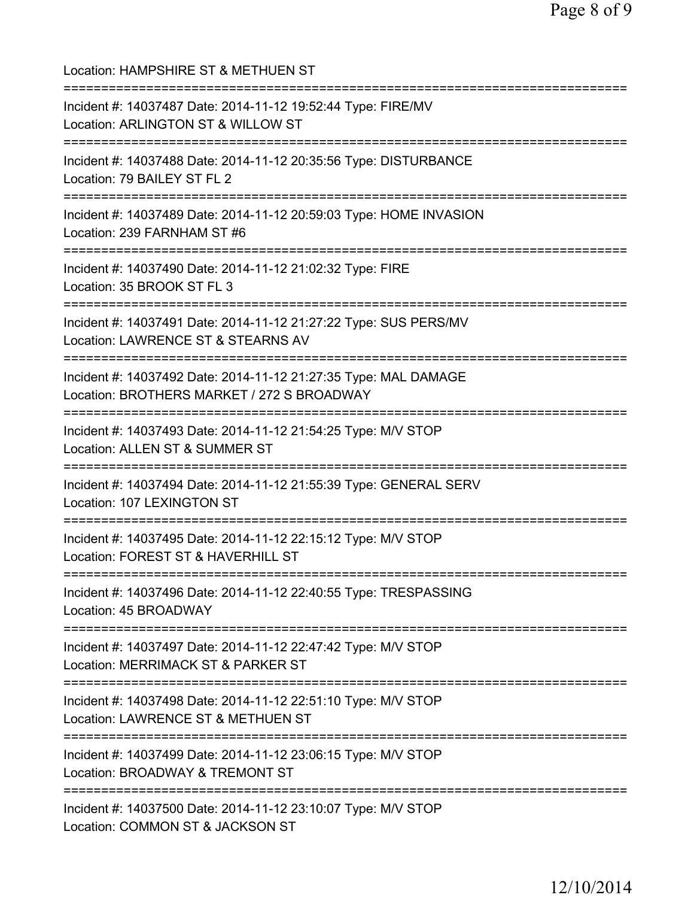Location: HAMPSHIRE ST & METHUEN ST

===========================================================================

Incident #: 14037487 Date: 2014-11-12 19:52:44 Type: FIRE/MV
Location: ARLINGTON ST & WILLOW ST

===========================================================================

Incident #: 14037488 Date: 2014-11-12 20:35:56 Type: DISTURBANCE
Location: 79 BAILEY ST FL 2

===========================================================================

Incident #: 14037489 Date: 2014-11-12 20:59:03 Type: HOME INVASION
Location: 239 FARNHAM ST #6

===========================================================================

Incident #: 14037490 Date: 2014-11-12 21:02:32 Type: FIRE
Location: 35 BROOK ST FL 3

===========================================================================

Incident #: 14037491 Date: 2014-11-12 21:27:22 Type: SUS PERS/MV
Location: LAWRENCE ST & STEARNS AV

===========================================================================

Incident #: 14037492 Date: 2014-11-12 21:27:35 Type: MAL DAMAGE
Location: BROTHERS MARKET / 272 S BROADWAY

===========================================================================

Incident #: 14037493 Date: 2014-11-12 21:54:25 Type: M/V STOP
Location: ALLEN ST & SUMMER ST

===========================================================================

Incident #: 14037494 Date: 2014-11-12 21:55:39 Type: GENERAL SERV
Location: 107 LEXINGTON ST

===========================================================================

Incident #: 14037495 Date: 2014-11-12 22:15:12 Type: M/V STOP
Location: FOREST ST & HAVERHILL ST

===========================================================================

Incident #: 14037496 Date: 2014-11-12 22:40:55 Type: TRESPASSING
Location: 45 BROADWAY

===========================================================================

Incident #: 14037497 Date: 2014-11-12 22:47:42 Type: M/V STOP
Location: MERRIMACK ST & PARKER ST

===========================================================================

Incident #: 14037498 Date: 2014-11-12 22:51:10 Type: M/V STOP
Location: LAWRENCE ST & METHUEN ST

===========================================================================

Incident #: 14037499 Date: 2014-11-12 23:06:15 Type: M/V STOP
Location: BROADWAY & TREMONT ST

===========================================================================

Incident #: 14037500 Date: 2014-11-12 23:10:07 Type: M/V STOP
Location: COMMON ST & JACKSON ST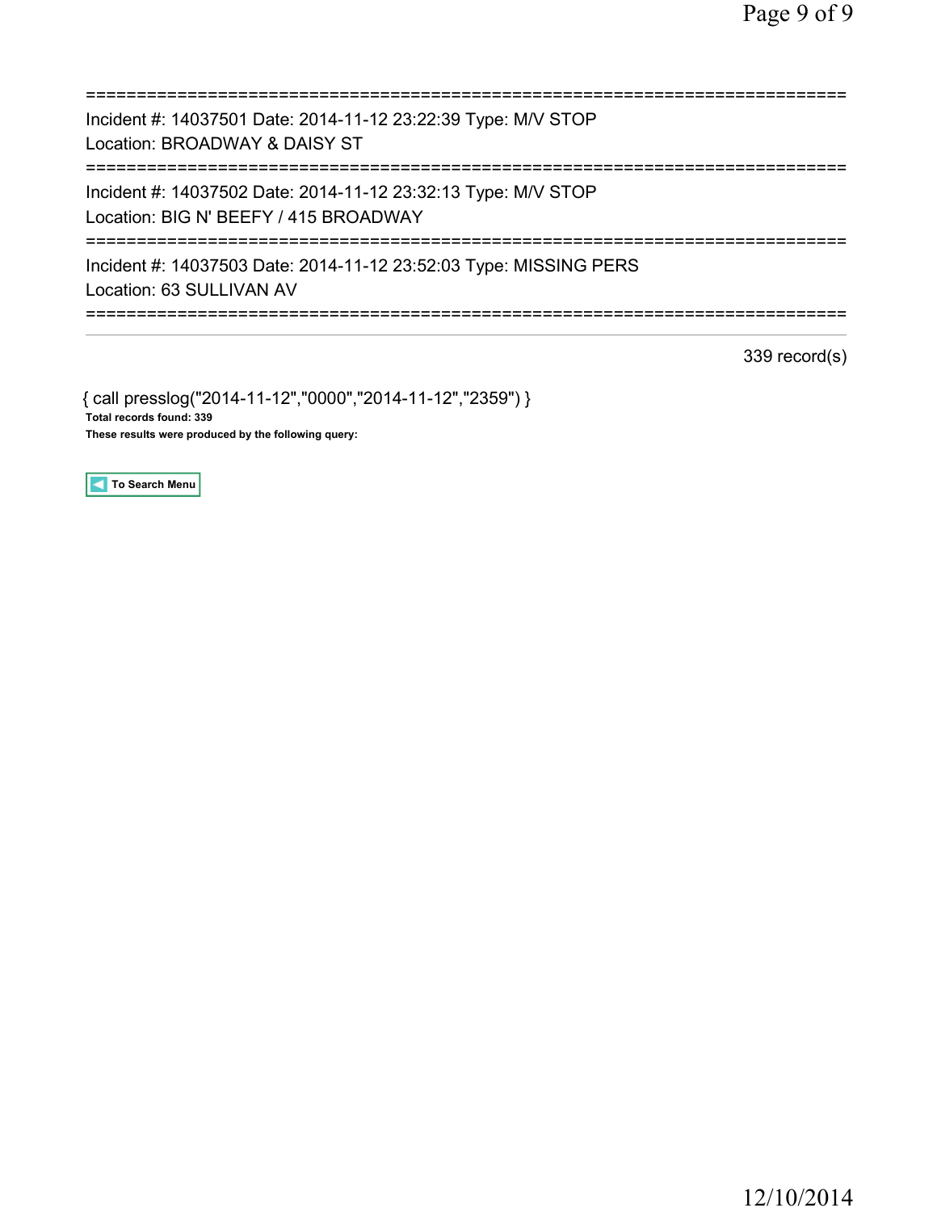===========================================================================

Incident #: 14037501 Date: 2014-11-12 23:22:39 Type: M/V STOP
Location: BROADWAY & DAISY ST

===========================================================================

Incident #: 14037502 Date: 2014-11-12 23:32:13 Type: M/V STOP
Location: BIG N' BEEFY / 415 BROADWAY

===========================================================================

Incident #: 14037503 Date: 2014-11-12 23:52:03 Type: MISSING PERS
Location: 63 SULLIVAN AV

===========================================================================

339 record(s)

{ call presslog("2014-11-12","0000","2014-11-12","2359") }

**Total records found: 339**

**These results were produced by the following query:**

**To Search Menu**